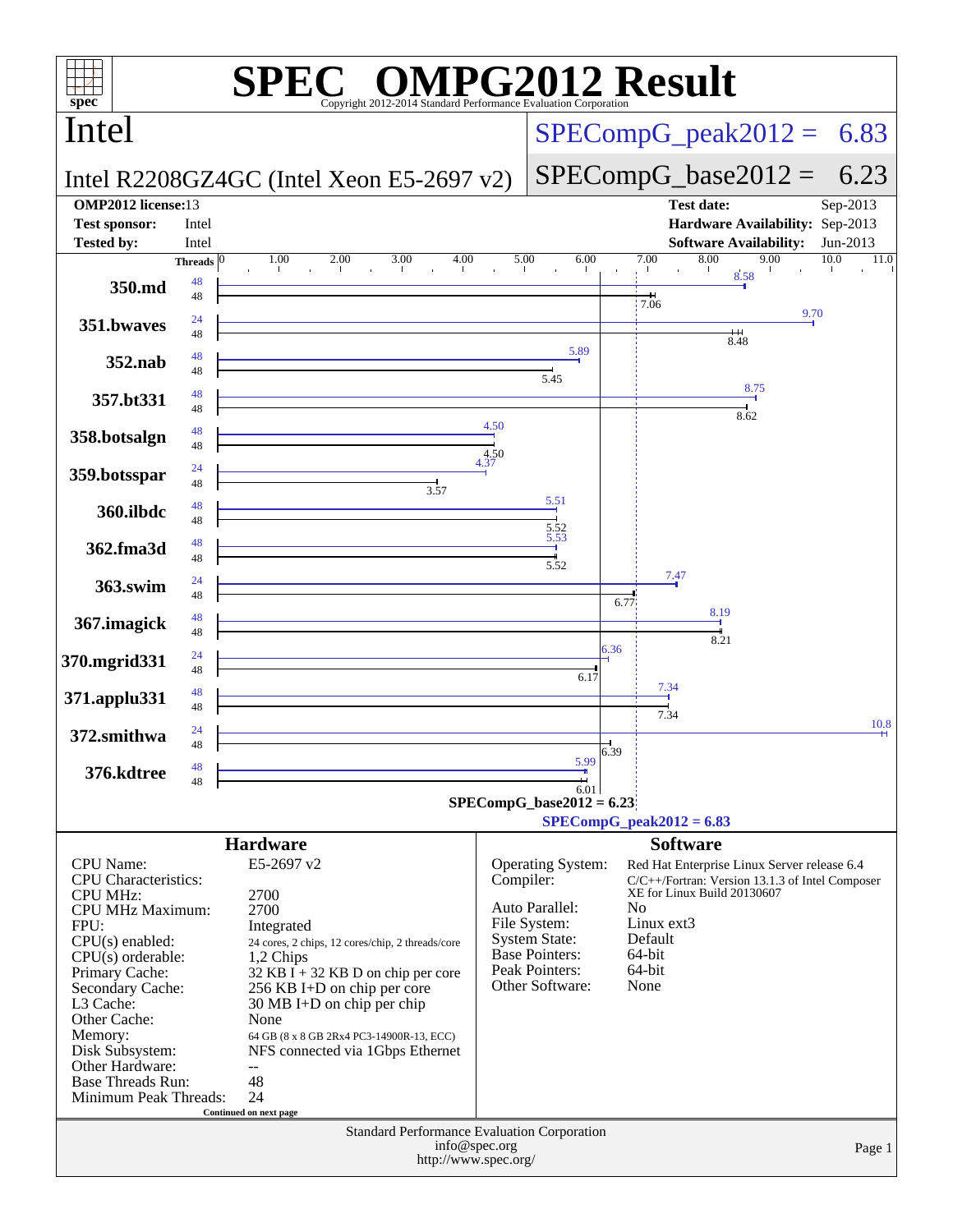# SPEC OMPG2012 Result

Copyright 2012-2014 Standard Performance Evaluation Corporation

## Intel

**Intel R2208GZ4GC (Intel Xeon E5-2697 v2)**

SPECompG_peak2012 = 6.83

SPECompG_base2012 = 6.23

| | | | |
|---|---|---|---|
| **OMP2012 license:** | 13 | **Test date:** | Sep-2013 |
| **Test sponsor:** | Intel | **Hardware Availability:** | Sep-2013 |
| **Tested by:** | Intel | **Software Availability:** | Jun-2013 |

| Benchmark | Peak Threads | Base Threads | Peak | Base |
|---|---|---|---|---|
| 350.md | 48 | 48 | 8.58 | 7.06 |
| 351.bwaves | 24 | 48 | 9.70 | 8.48 |
| 352.nab | 48 | 48 | 5.89 | 5.45 |
| 357.bt331 | 48 | 48 | 8.75 | 8.62 |
| 358.botsalgn | 48 | 48 | 4.50 | 4.50 |
| 359.botsspar | 24 | 48 | 4.37 | 3.57 |
| 360.ilbdc | 48 | 48 | 5.51 | 5.52 |
| 362.fma3d | 48 | 48 | 5.53 | 5.52 |
| 363.swim | 24 | 48 | 7.47 | 6.77 |
| 367.imagick | 48 | 48 | 8.19 | 8.21 |
| 370.mgrid331 | 24 | 48 | 6.36 | 6.17 |
| 371.applu331 | 48 | 48 | 7.34 | 7.34 |
| 372.smithwa | 24 | 48 | 10.8 | 6.39 |
| 376.kdtree | 48 | 48 | 5.99 | 6.01 |

SPECompG_base2012 = 6.23

SPECompG_peak2012 = 6.83

### Hardware

| | |
|---|---|
| CPU Name: | E5-2697 v2 |
| CPU Characteristics: | |
| CPU MHz: | 2700 |
| CPU MHz Maximum: | 2700 |
| FPU: | Integrated |
| CPU(s) enabled: | 24 cores, 2 chips, 12 cores/chip, 2 threads/core |
| CPU(s) orderable: | 1,2 Chips |
| Primary Cache: | 32 KB I + 32 KB D on chip per core |
| Secondary Cache: | 256 KB I+D on chip per core |
| L3 Cache: | 30 MB I+D on chip per chip |
| Other Cache: | None |
| Memory: | 64 GB (8 x 8 GB 2Rx4 PC3-14900R-13, ECC) |
| Disk Subsystem: | NFS connected via 1Gbps Ethernet |
| Other Hardware: | -- |
| Base Threads Run: | 48 |
| Minimum Peak Threads: | 24 |

Continued on next page

### Software

| | |
|---|---|
| Operating System: | Red Hat Enterprise Linux Server release 6.4 |
| Compiler: | C/C++/Fortran: Version 13.1.3 of Intel Composer XE for Linux Build 20130607 |
| Auto Parallel: | No |
| File System: | Linux ext3 |
| System State: | Default |
| Base Pointers: | 64-bit |
| Peak Pointers: | 64-bit |
| Other Software: | None |

Standard Performance Evaluation Corporation
info@spec.org
http://www.spec.org/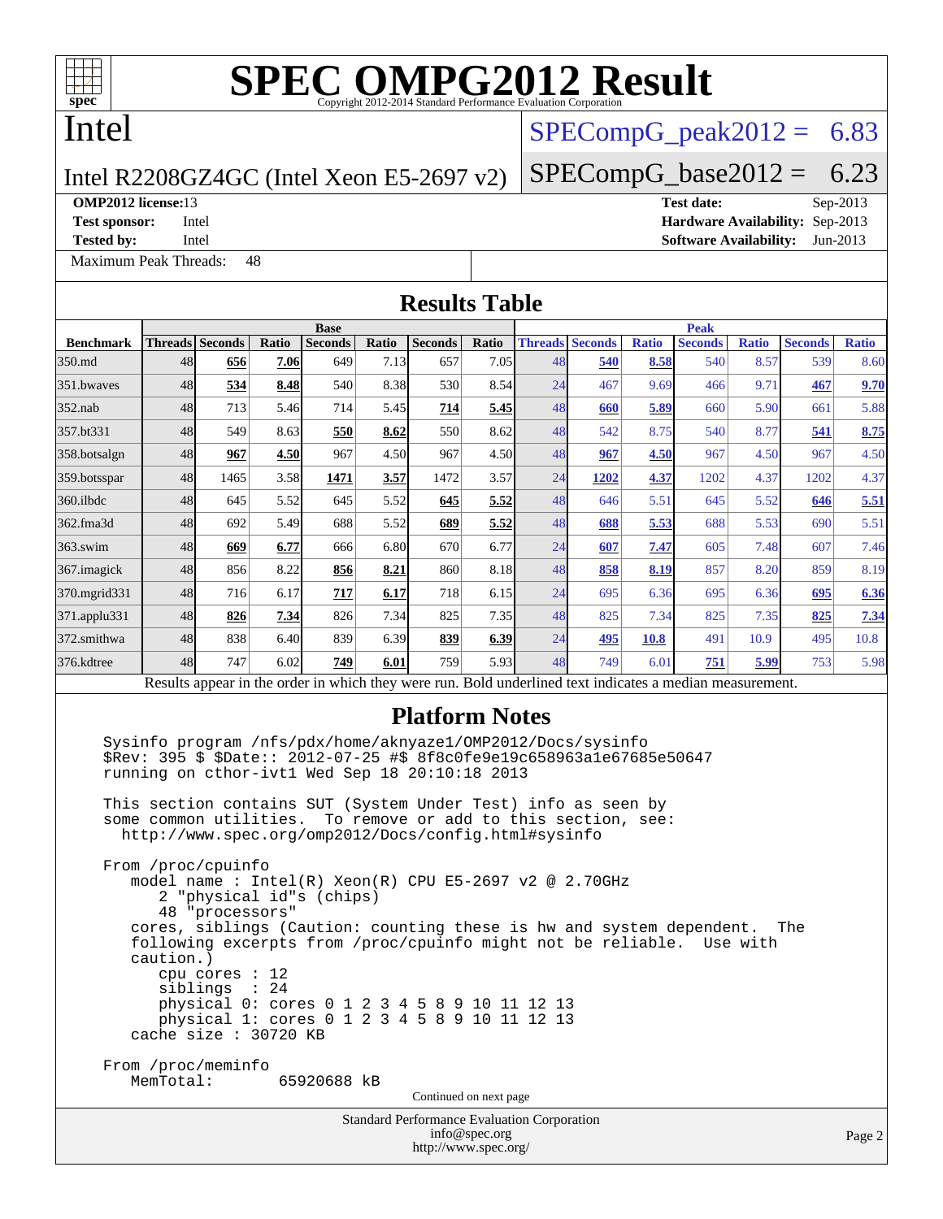# SPEC OMPG2012 Result

Copyright 2012-2014 Standard Performance Evaluation Corporation

## Intel

Intel R2208GZ4GC (Intel Xeon E5-2697 v2)

SPECompG_peak2012 = 6.83

SPECompG_base2012 = 6.23

**OMP2012 license:** 13
**Test sponsor:** Intel
**Tested by:** Intel

**Test date:** Sep-2013
**Hardware Availability:** Sep-2013
**Software Availability:** Jun-2013

Maximum Peak Threads: 48

## Results Table

| Benchmark | Base | | | | | | | Peak | | | | | | |
|---|---|---|---|---|---|---|---|---|---|---|---|---|---|---|
| | Threads | Seconds | Ratio | Seconds | Ratio | Seconds | Ratio | Threads | Seconds | Ratio | Seconds | Ratio | Seconds | Ratio |
| 350.md | 48 | **656** | **7.06** | 649 | 7.13 | 657 | 7.05 | 48 | **540** | **8.58** | 540 | 8.57 | 539 | 8.60 |
| 351.bwaves | 48 | **534** | **8.48** | 540 | 8.38 | 530 | 8.54 | 24 | 467 | 9.69 | 466 | 9.71 | **467** | **9.70** |
| 352.nab | 48 | 713 | 5.46 | 714 | 5.45 | **714** | **5.45** | 48 | **660** | **5.89** | 660 | 5.90 | 661 | 5.88 |
| 357.bt331 | 48 | 549 | 8.63 | **550** | **8.62** | 550 | 8.62 | 48 | 542 | 8.75 | 540 | 8.77 | **541** | **8.75** |
| 358.botsalgn | 48 | **967** | **4.50** | 967 | 4.50 | 967 | 4.50 | 48 | **967** | **4.50** | 967 | 4.50 | 967 | 4.50 |
| 359.botsspar | 48 | 1465 | 3.58 | **1471** | **3.57** | 1472 | 3.57 | 24 | **1202** | **4.37** | 1202 | 4.37 | 1202 | 4.37 |
| 360.ilbdc | 48 | 645 | 5.52 | 645 | 5.52 | **645** | **5.52** | 48 | 646 | 5.51 | 645 | 5.52 | **646** | **5.51** |
| 362.fma3d | 48 | 692 | 5.49 | 688 | 5.52 | **689** | **5.52** | 48 | **688** | **5.53** | 688 | 5.53 | 690 | 5.51 |
| 363.swim | 48 | **669** | **6.77** | 666 | 6.80 | 670 | 6.77 | 24 | **607** | **7.47** | 605 | 7.48 | 607 | 7.46 |
| 367.imagick | 48 | 856 | 8.22 | **856** | **8.21** | 860 | 8.18 | 48 | **858** | **8.19** | 857 | 8.20 | 859 | 8.19 |
| 370.mgrid331 | 48 | 716 | 6.17 | **717** | **6.17** | 718 | 6.15 | 24 | 695 | 6.36 | 695 | 6.36 | **695** | **6.36** |
| 371.applu331 | 48 | **826** | **7.34** | 826 | 7.34 | 825 | 7.35 | 48 | 825 | 7.34 | 825 | 7.35 | **825** | **7.34** |
| 372.smithwa | 48 | 838 | 6.40 | 839 | 6.39 | **839** | **6.39** | 24 | **495** | **10.8** | 491 | 10.9 | 495 | 10.8 |
| 376.kdtree | 48 | 747 | 6.02 | **749** | **6.01** | 759 | 5.93 | 48 | 749 | 6.01 | **751** | **5.99** | 753 | 5.98 |

Results appear in the order in which they were run. Bold underlined text indicates a median measurement.

## Platform Notes

```
Sysinfo program /nfs/pdx/home/aknyaze1/OMP2012/Docs/sysinfo
$Rev: 395 $ $Date:: 2012-07-25 #$ 8f8c0fe9e19c658963a1e67685e50647
running on cthor-ivt1 Wed Sep 18 20:10:18 2013

This section contains SUT (System Under Test) info as seen by
some common utilities.  To remove or add to this section, see:
  http://www.spec.org/omp2012/Docs/config.html#sysinfo

From /proc/cpuinfo
   model name : Intel(R) Xeon(R) CPU E5-2697 v2 @ 2.70GHz
      2 "physical id"s (chips)
      48 "processors"
   cores, siblings (Caution: counting these is hw and system dependent.  The
   following excerpts from /proc/cpuinfo might not be reliable.  Use with
   caution.)
      cpu cores : 12
      siblings  : 24
      physical 0: cores 0 1 2 3 4 5 8 9 10 11 12 13
      physical 1: cores 0 1 2 3 4 5 8 9 10 11 12 13
   cache size : 30720 KB

From /proc/meminfo
   MemTotal:        65920688 kB
```

Continued on next page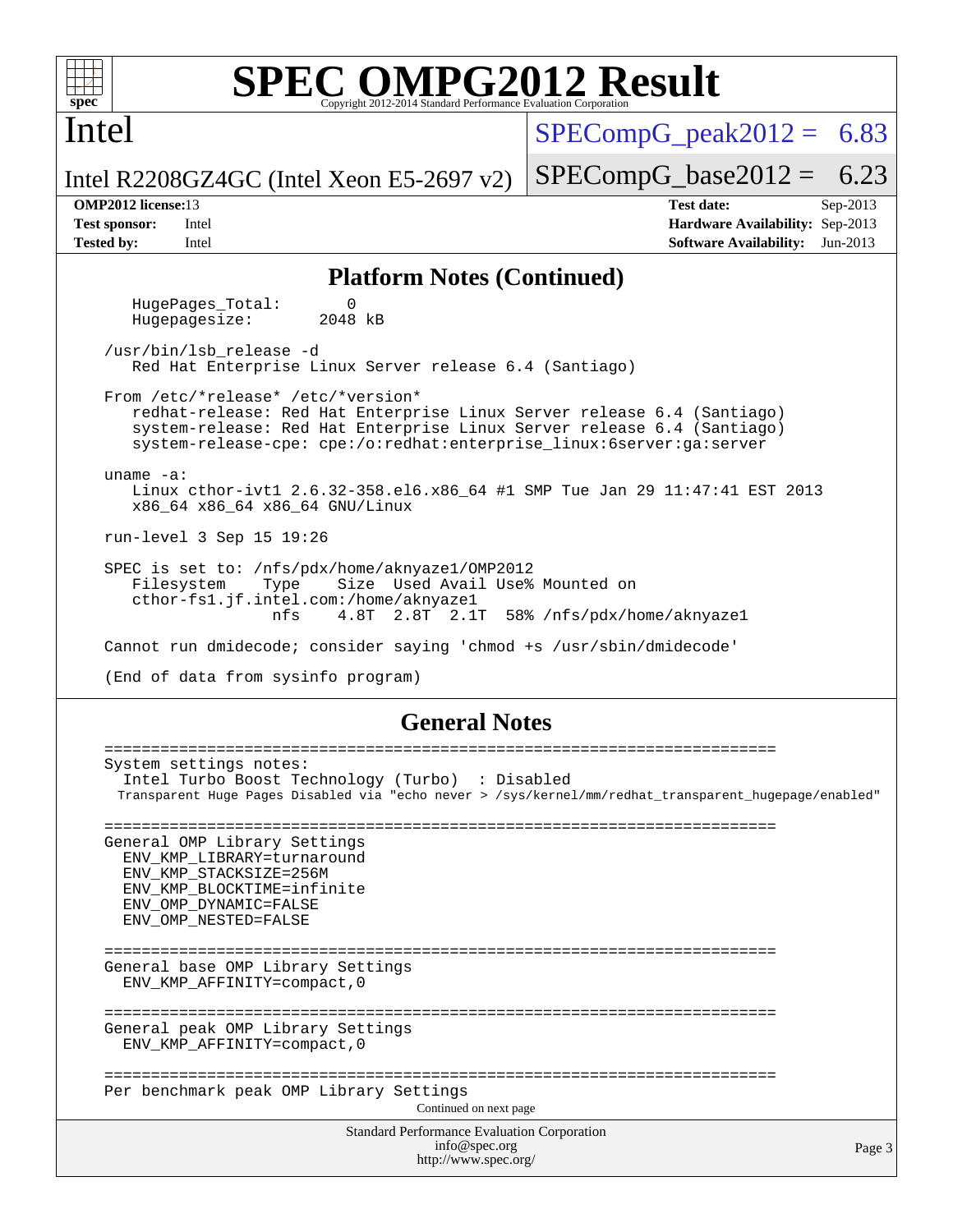## Platform Notes (Continued)

```
HugePages_Total:       0
Hugepagesize:       2048 kB

/usr/bin/lsb_release -d
   Red Hat Enterprise Linux Server release 6.4 (Santiago)

From /etc/*release* /etc/*version*
   redhat-release: Red Hat Enterprise Linux Server release 6.4 (Santiago)
   system-release: Red Hat Enterprise Linux Server release 6.4 (Santiago)
   system-release-cpe: cpe:/o:redhat:enterprise_linux:6server:ga:server

uname -a:
   Linux cthor-ivt1 2.6.32-358.el6.x86_64 #1 SMP Tue Jan 29 11:47:41 EST 2013
   x86_64 x86_64 x86_64 GNU/Linux

run-level 3 Sep 15 19:26

SPEC is set to: /nfs/pdx/home/aknyaze1/OMP2012
   Filesystem     Type    Size  Used Avail Use% Mounted on
   cthor-fs1.jf.intel.com:/home/aknyaze1
                  nfs     4.8T  2.8T  2.1T  58% /nfs/pdx/home/aknyaze1

Cannot run dmidecode; consider saying 'chmod +s /usr/sbin/dmidecode'

(End of data from sysinfo program)
```

## General Notes

```
========================================================================
System settings notes:
  Intel Turbo Boost Technology (Turbo)  : Disabled
  Transparent Huge Pages Disabled via "echo never > /sys/kernel/mm/redhat_transparent_hugepage/enabled"

========================================================================
General OMP Library Settings
  ENV_KMP_LIBRARY=turnaround
  ENV_KMP_STACKSIZE=256M
  ENV_KMP_BLOCKTIME=infinite
  ENV_OMP_DYNAMIC=FALSE
  ENV_OMP_NESTED=FALSE

========================================================================
General base OMP Library Settings
  ENV_KMP_AFFINITY=compact,0

========================================================================
General peak OMP Library Settings
  ENV_KMP_AFFINITY=compact,0

========================================================================
Per benchmark peak OMP Library Settings
```

Continued on next page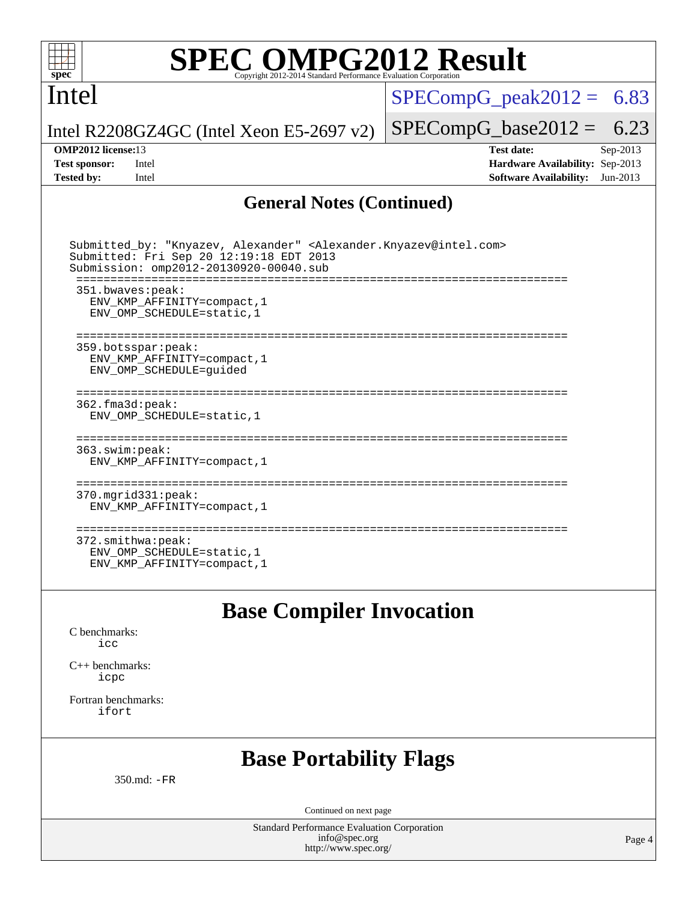# SPEC OMPG2012 Result

Copyright 2012-2014 Standard Performance Evaluation Corporation

**Intel**

**Intel R2208GZ4GC (Intel Xeon E5-2697 v2)**

SPECompG_peak2012 = 6.83

SPECompG_base2012 = 6.23

| | | | |
|---|---|---|---|
| **OMP2012 license:** | 13 | **Test date:** | Sep-2013 |
| **Test sponsor:** | Intel | **Hardware Availability:** | Sep-2013 |
| **Tested by:** | Intel | **Software Availability:** | Jun-2013 |

## General Notes (Continued)

```
Submitted_by: "Knyazev, Alexander" <Alexander.Knyazev@intel.com>
Submitted: Fri Sep 20 12:19:18 EDT 2013
Submission: omp2012-20130920-00040.sub
 ======================================================================
 351.bwaves:peak:
   ENV_KMP_AFFINITY=compact,1
   ENV_OMP_SCHEDULE=static,1

 ======================================================================
 359.botsspar:peak:
   ENV_KMP_AFFINITY=compact,1
   ENV_OMP_SCHEDULE=guided

 ======================================================================
 362.fma3d:peak:
   ENV_OMP_SCHEDULE=static,1

 ======================================================================
 363.swim:peak:
   ENV_KMP_AFFINITY=compact,1

 ======================================================================
 370.mgrid331:peak:
   ENV_KMP_AFFINITY=compact,1

 ======================================================================
 372.smithwa:peak:
   ENV_OMP_SCHEDULE=static,1
   ENV_KMP_AFFINITY=compact,1
```

## Base Compiler Invocation

C benchmarks:
  icc

C++ benchmarks:
  icpc

Fortran benchmarks:
  ifort

## Base Portability Flags

350.md: -FR

Continued on next page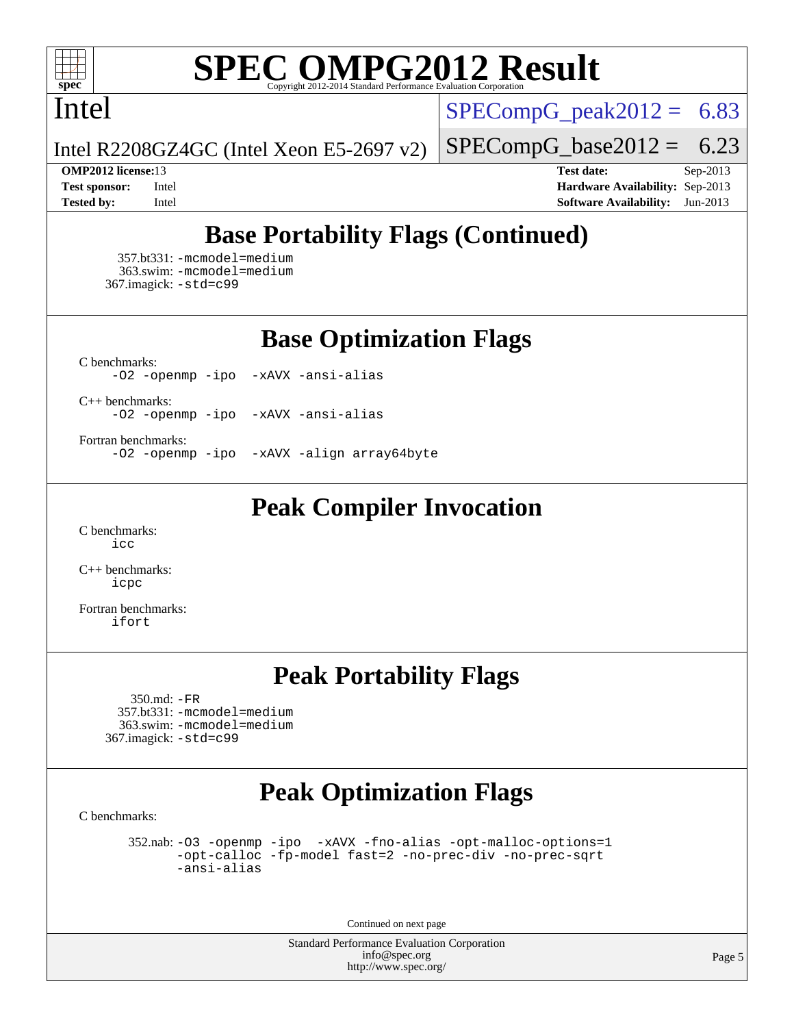## Base Portability Flags (Continued)

357.bt331: -mcmodel=medium
363.swim: -mcmodel=medium
367.imagick: -std=c99

## Base Optimization Flags

C benchmarks:
```
-O2 -openmp -ipo -xAVX -ansi-alias
```

C++ benchmarks:
```
-O2 -openmp -ipo -xAVX -ansi-alias
```

Fortran benchmarks:
```
-O2 -openmp -ipo -xAVX -align array64byte
```

## Peak Compiler Invocation

C benchmarks:
```
icc
```

C++ benchmarks:
```
icpc
```

Fortran benchmarks:
```
ifort
```

## Peak Portability Flags

350.md: -FR
357.bt331: -mcmodel=medium
363.swim: -mcmodel=medium
367.imagick: -std=c99

## Peak Optimization Flags

C benchmarks:

352.nab:
```
-O3 -openmp -ipo -xAVX -fno-alias -opt-malloc-options=1
-opt-calloc -fp-model fast=2 -no-prec-div -no-prec-sqrt
-ansi-alias
```

Continued on next page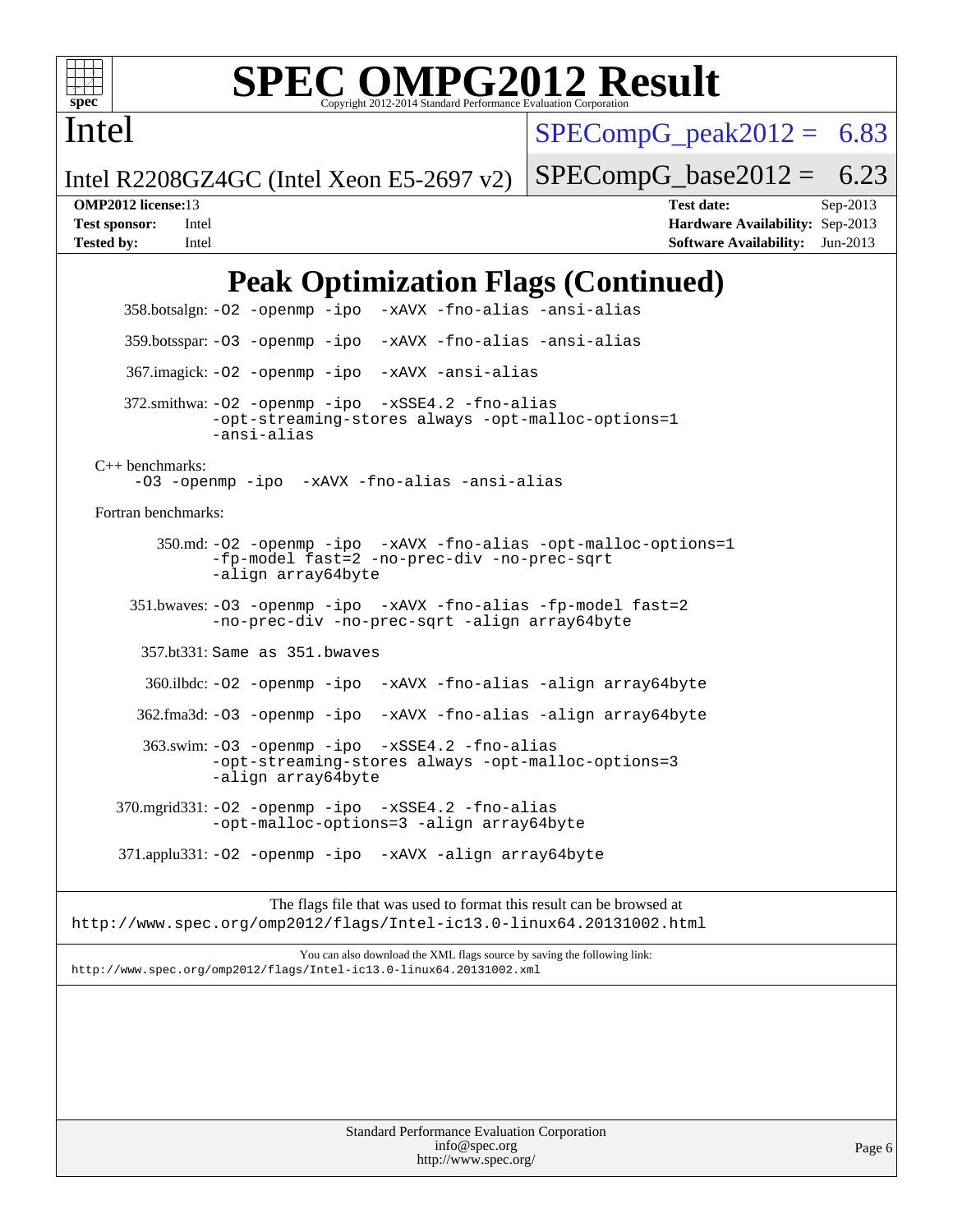# Peak Optimization Flags (Continued)

358.botsalgn: -O2 -openmp -ipo -xAVX -fno-alias -ansi-alias

359.botsspar: -O3 -openmp -ipo -xAVX -fno-alias -ansi-alias

367.imagick: -O2 -openmp -ipo -xAVX -ansi-alias

372.smithwa: -O2 -openmp -ipo -xSSE4.2 -fno-alias -opt-streaming-stores always -opt-malloc-options=1 -ansi-alias

C++ benchmarks:

-O3 -openmp -ipo -xAVX -fno-alias -ansi-alias

Fortran benchmarks:

350.md: -O2 -openmp -ipo -xAVX -fno-alias -opt-malloc-options=1 -fp-model fast=2 -no-prec-div -no-prec-sqrt -align array64byte

351.bwaves: -O3 -openmp -ipo -xAVX -fno-alias -fp-model fast=2 -no-prec-div -no-prec-sqrt -align array64byte

357.bt331: Same as 351.bwaves

360.ilbdc: -O2 -openmp -ipo -xAVX -fno-alias -align array64byte

362.fma3d: -O3 -openmp -ipo -xAVX -fno-alias -align array64byte

363.swim: -O3 -openmp -ipo -xSSE4.2 -fno-alias -opt-streaming-stores always -opt-malloc-options=3 -align array64byte

370.mgrid331: -O2 -openmp -ipo -xSSE4.2 -fno-alias -opt-malloc-options=3 -align array64byte

371.applu331: -O2 -openmp -ipo -xAVX -align array64byte

The flags file that was used to format this result can be browsed at
http://www.spec.org/omp2012/flags/Intel-ic13.0-linux64.20131002.html

You can also download the XML flags source by saving the following link:
http://www.spec.org/omp2012/flags/Intel-ic13.0-linux64.20131002.xml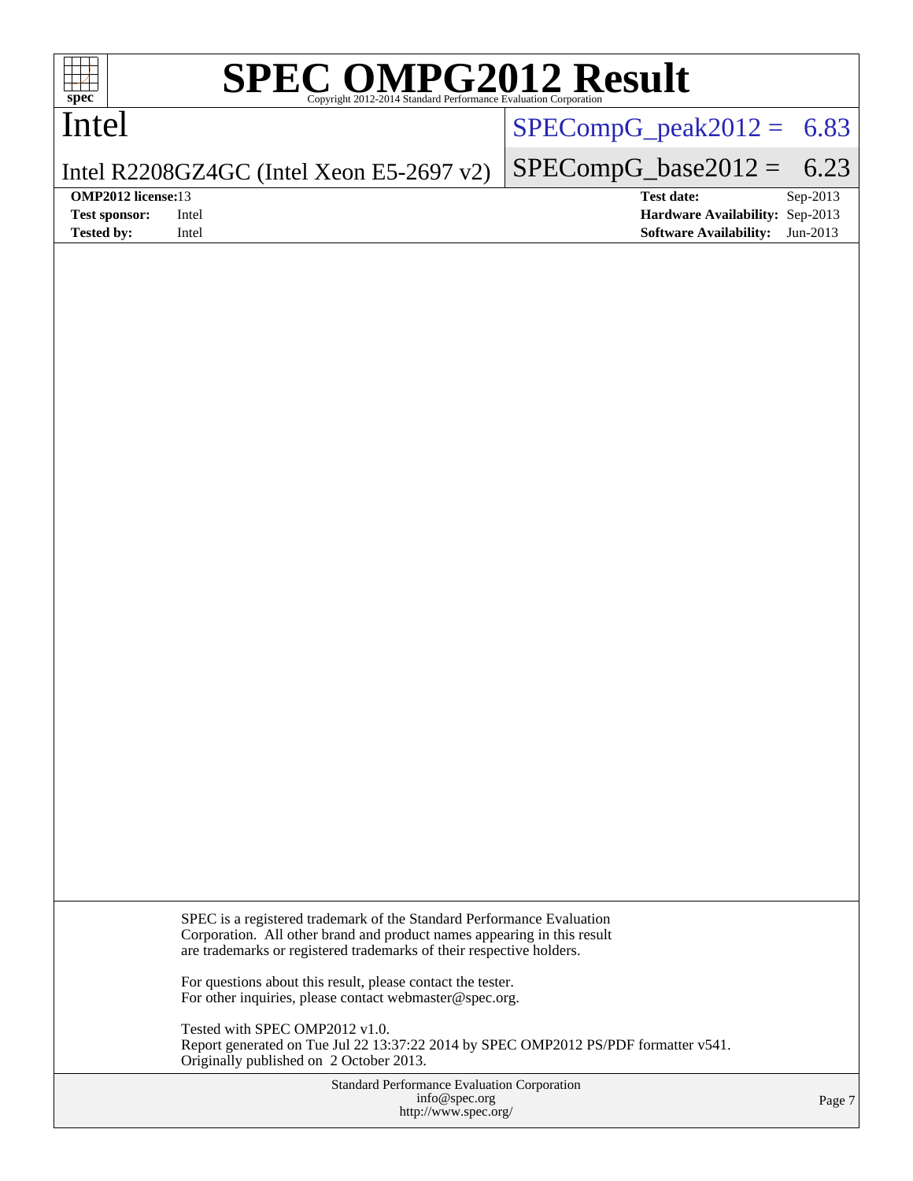SPEC is a registered trademark of the Standard Performance Evaluation Corporation. All other brand and product names appearing in this result are trademarks or registered trademarks of their respective holders.

For questions about this result, please contact the tester.
For other inquiries, please contact webmaster@spec.org.

Tested with SPEC OMP2012 v1.0.
Report generated on Tue Jul 22 13:37:22 2014 by SPEC OMP2012 PS/PDF formatter v541.
Originally published on 2 October 2013.